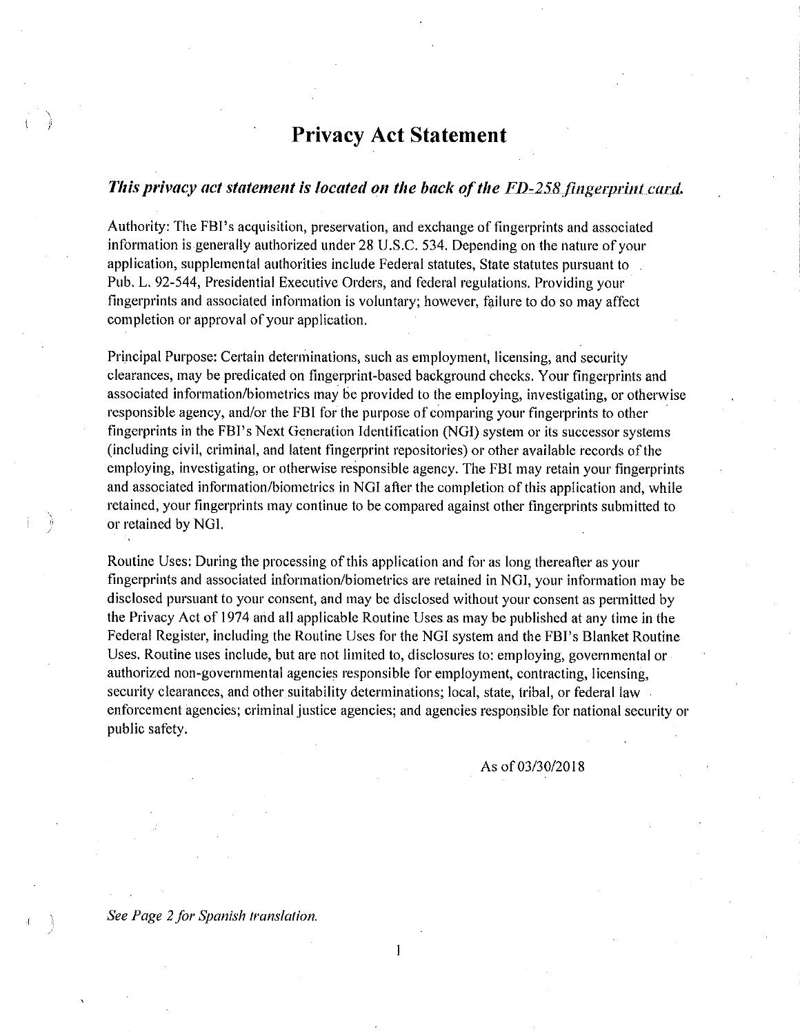# Privacy Act Statement

***This privacy act statement is located on the back of the FD-258 fingerprint card.***

Authority: The FBI's acquisition, preservation, and exchange of fingerprints and associated information is generally authorized under 28 U.S.C. 534. Depending on the nature of your application, supplemental authorities include Federal statutes, State statutes pursuant to Pub. L. 92-544, Presidential Executive Orders, and federal regulations. Providing your fingerprints and associated information is voluntary; however, failure to do so may affect completion or approval of your application.

Principal Purpose: Certain determinations, such as employment, licensing, and security clearances, may be predicated on fingerprint-based background checks. Your fingerprints and associated information/biometrics may be provided to the employing, investigating, or otherwise responsible agency, and/or the FBI for the purpose of comparing your fingerprints to other fingerprints in the FBI's Next Generation Identification (NGI) system or its successor systems (including civil, criminal, and latent fingerprint repositories) or other available records of the employing, investigating, or otherwise responsible agency. The FBI may retain your fingerprints and associated information/biometrics in NGI after the completion of this application and, while retained, your fingerprints may continue to be compared against other fingerprints submitted to or retained by NGI.

Routine Uses: During the processing of this application and for as long thereafter as your fingerprints and associated information/biometrics are retained in NGI, your information may be disclosed pursuant to your consent, and may be disclosed without your consent as permitted by the Privacy Act of 1974 and all applicable Routine Uses as may be published at any time in the Federal Register, including the Routine Uses for the NGI system and the FBI's Blanket Routine Uses. Routine uses include, but are not limited to, disclosures to: employing, governmental or authorized non-governmental agencies responsible for employment, contracting, licensing, security clearances, and other suitability determinations; local, state, tribal, or federal law enforcement agencies; criminal justice agencies; and agencies responsible for national security or public safety.

As of 03/30/2018

*See Page 2 for Spanish translation.*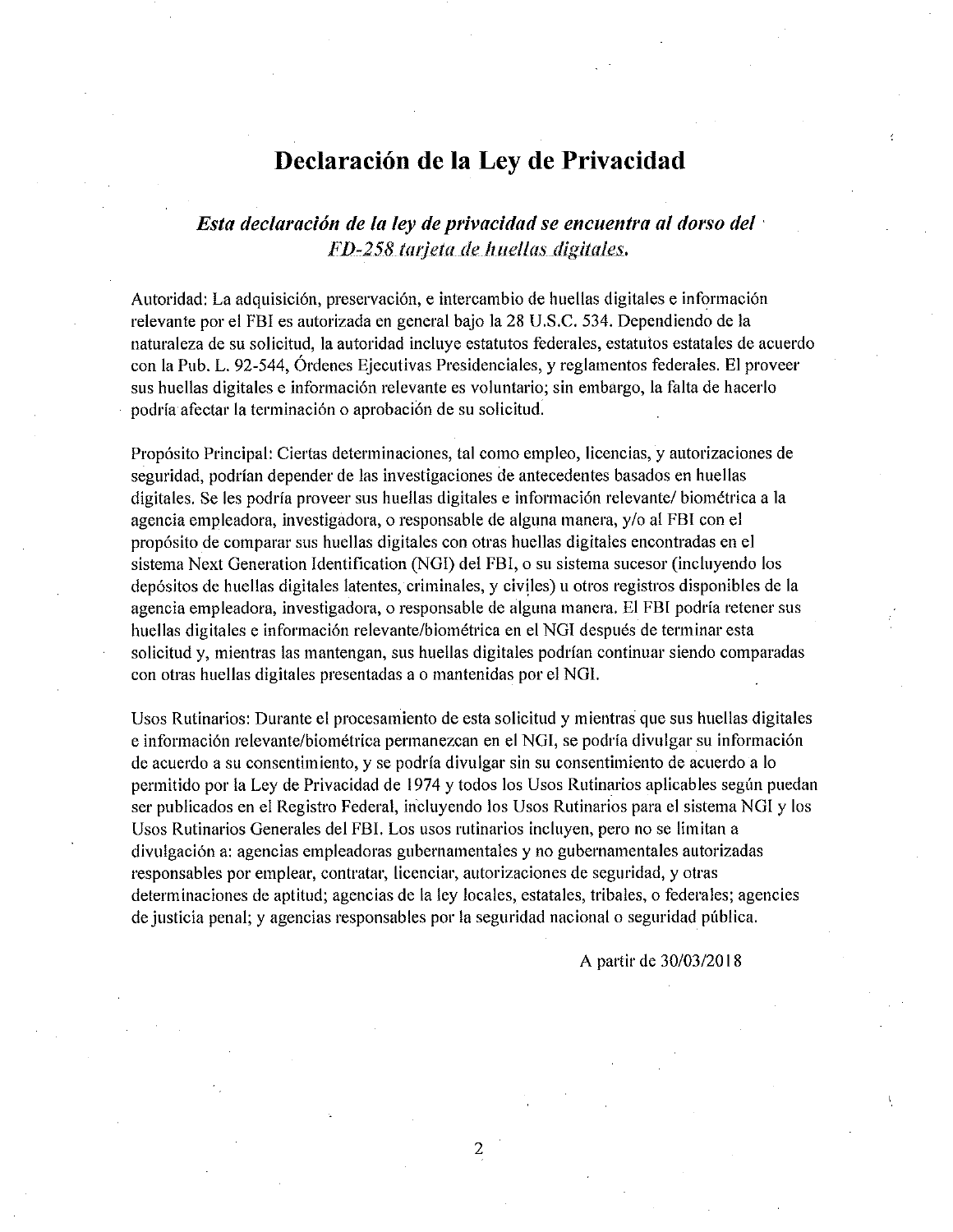# Declaración de la Ley de Privacidad

***Esta declaración de la ley de privacidad se encuentra al dorso del FD-258 tarjeta de huellas digitales.***

Autoridad: La adquisición, preservación, e intercambio de huellas digitales e información relevante por el FBI es autorizada en general bajo la 28 U.S.C. 534. Dependiendo de la naturaleza de su solicitud, la autoridad incluye estatutos federales, estatutos estatales de acuerdo con la Pub. L. 92-544, Órdenes Ejecutivas Presidenciales, y reglamentos federales. El proveer sus huellas digitales e información relevante es voluntario; sin embargo, la falta de hacerlo podría afectar la terminación o aprobación de su solicitud.

Propósito Principal: Ciertas determinaciones, tal como empleo, licencias, y autorizaciones de seguridad, podrían depender de las investigaciones de antecedentes basados en huellas digitales. Se les podría proveer sus huellas digitales e información relevante/ biométrica a la agencia empleadora, investigadora, o responsable de alguna manera, y/o al FBI con el propósito de comparar sus huellas digitales con otras huellas digitales encontradas en el sistema Next Generation Identification (NGI) del FBI, o su sistema sucesor (incluyendo los depósitos de huellas digitales latentes, criminales, y civiles) u otros registros disponibles de la agencia empleadora, investigadora, o responsable de alguna manera. El FBI podría retener sus huellas digitales e información relevante/biométrica en el NGI después de terminar esta solicitud y, mientras las mantengan, sus huellas digitales podrían continuar siendo comparadas con otras huellas digitales presentadas a o mantenidas por el NGI.

Usos Rutinarios: Durante el procesamiento de esta solicitud y mientras que sus huellas digitales e información relevante/biométrica permanezcan en el NGI, se podría divulgar su información de acuerdo a su consentimiento, y se podría divulgar sin su consentimiento de acuerdo a lo permitido por la Ley de Privacidad de 1974 y todos los Usos Rutinarios aplicables según puedan ser publicados en el Registro Federal, incluyendo los Usos Rutinarios para el sistema NGI y los Usos Rutinarios Generales del FBI. Los usos rutinarios incluyen, pero no se limitan a divulgación a: agencias empleadoras gubernamentales y no gubernamentales autorizadas responsables por emplear, contratar, licenciar, autorizaciones de seguridad, y otras determinaciones de aptitud; agencias de la ley locales, estatales, tribales, o federales; agencies de justicia penal; y agencias responsables por la seguridad nacional o seguridad pública.

A partir de 30/03/2018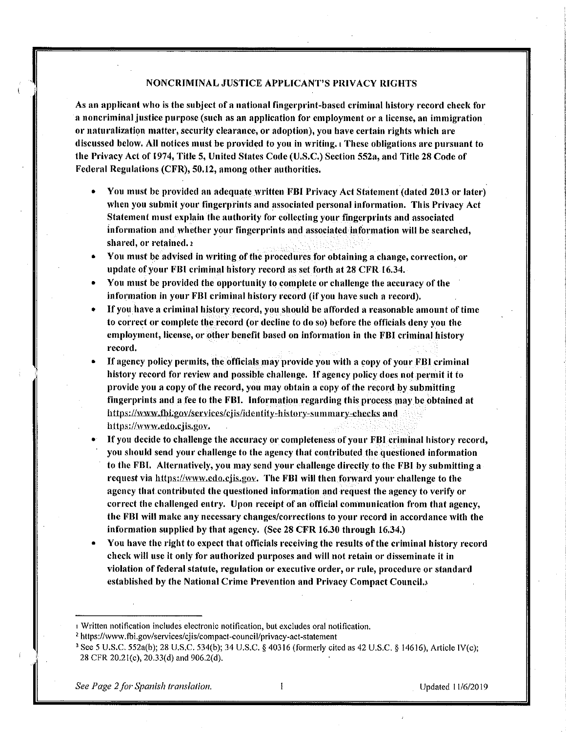## NONCRIMINAL JUSTICE APPLICANT'S PRIVACY RIGHTS

**As an applicant who is the subject of a national fingerprint-based criminal history record check for a noncriminal justice purpose (such as an application for employment or a license, an immigration or naturalization matter, security clearance, or adoption), you have certain rights which are discussed below. All notices must be provided to you in writing.[1] These obligations are pursuant to the Privacy Act of 1974, Title 5, United States Code (U.S.C.) Section 552a, and Title 28 Code of Federal Regulations (CFR), 50.12, among other authorities.**

- **You must be provided an adequate written FBI Privacy Act Statement (dated 2013 or later) when you submit your fingerprints and associated personal information. This Privacy Act Statement must explain the authority for collecting your fingerprints and associated information and whether your fingerprints and associated information will be searched, shared, or retained.[2]**
- **You must be advised in writing of the procedures for obtaining a change, correction, or update of your FBI criminal history record as set forth at 28 CFR 16.34.**
- **You must be provided the opportunity to complete or challenge the accuracy of the information in your FBI criminal history record (if you have such a record).**
- **If you have a criminal history record, you should be afforded a reasonable amount of time to correct or complete the record (or decline to do so) before the officials deny you the employment, license, or other benefit based on information in the FBI criminal history record.**
- **If agency policy permits, the officials may provide you with a copy of your FBI criminal history record for review and possible challenge. If agency policy does not permit it to provide you a copy of the record, you may obtain a copy of the record by submitting fingerprints and a fee to the FBI. Information regarding this process may be obtained at https://www.fbi.gov/services/cjis/identity-history-summary-checks and https://www.edo.cjis.gov.**
- **If you decide to challenge the accuracy or completeness of your FBI criminal history record, you should send your challenge to the agency that contributed the questioned information to the FBI. Alternatively, you may send your challenge directly to the FBI by submitting a request via https://www.edo.cjis.gov. The FBI will then forward your challenge to the agency that contributed the questioned information and request the agency to verify or correct the challenged entry. Upon receipt of an official communication from that agency, the FBI will make any necessary changes/corrections to your record in accordance with the information supplied by that agency. (See 28 CFR 16.30 through 16.34.)**
- **You have the right to expect that officials receiving the results of the criminal history record check will use it only for authorized purposes and will not retain or disseminate it in violation of federal statute, regulation or executive order, or rule, procedure or standard established by the National Crime Prevention and Privacy Compact Council.[3]**

---

[1] Written notification includes electronic notification, but excludes oral notification.

[2] https://www.fbi.gov/services/cjis/compact-council/privacy-act-statement

[3] See 5 U.S.C. 552a(b); 28 U.S.C. 534(b); 34 U.S.C. § 40316 (formerly cited as 42 U.S.C. § 14616), Article IV(c); 28 CFR 20.21(c), 20.33(d) and 906.2(d).

*See Page 2 for Spanish translation.*

Updated 11/6/2019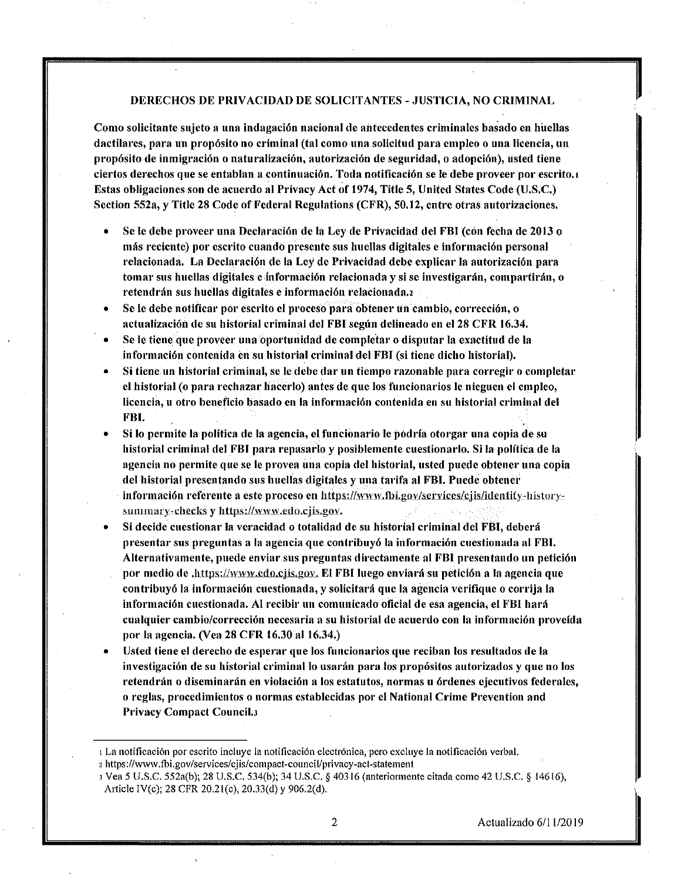## DERECHOS DE PRIVACIDAD DE SOLICITANTES - JUSTICIA, NO CRIMINAL

**Como solicitante sujeto a una indagación nacional de antecedentes criminales basado en huellas dactilares, para un propósito no criminal (tal como una solicitud para empleo o una licencia, un propósito de inmigración o naturalización, autorización de seguridad, o adopción), usted tiene ciertos derechos que se entablan a continuación. Toda notificación se le debe proveer por escrito.[1] Estas obligaciones son de acuerdo al Privacy Act of 1974, Title 5, United States Code (U.S.C.) Section 552a, y Title 28 Code of Federal Regulations (CFR), 50.12, entre otras autorizaciones.**

- **Se le debe proveer una Declaración de la Ley de Privacidad del FBI (con fecha de 2013 o más reciente) por escrito cuando presente sus huellas digitales e información personal relacionada. La Declaración de la Ley de Privacidad debe explicar la autorización para tomar sus huellas digitales e información relacionada y si se investigarán, compartirán, o retendrán sus huellas digitales e información relacionada.[2]**
- **Se le debe notificar por escrito el proceso para obtener un cambio, corrección, o actualización de su historial criminal del FBI según delineado en el 28 CFR 16.34.**
- **Se le tiene que proveer una oportunidad de completar o disputar la exactitud de la información contenida en su historial criminal del FBI (si tiene dicho historial).**
- **Si tiene un historial criminal, se le debe dar un tiempo razonable para corregir o completar el historial (o para rechazar hacerlo) antes de que los funcionarios le nieguen el empleo, licencia, u otro beneficio basado en la información contenida en su historial criminal del FBI.**
- **Si lo permite la política de la agencia, el funcionario le podría otorgar una copia de su historial criminal del FBI para repasarlo y posiblemente cuestionarlo. Si la política de la agencia no permite que se le provea una copia del historial, usted puede obtener una copia del historial presentando sus huellas digitales y una tarifa al FBI. Puede obtener información referente a este proceso en https://www.fbi.gov/services/cjis/identity-history-summary-checks y https://www.edo.cjis.gov.**
- **Si decide cuestionar la veracidad o totalidad de su historial criminal del FBI, deberá presentar sus preguntas a la agencia que contribuyó la información cuestionada al FBI. Alternativamente, puede enviar sus preguntas directamente al FBI presentando un petición por medio de https://www.edo.cjis.gov. El FBI luego enviará su petición a la agencia que contribuyó la información cuestionada, y solicitará que la agencia verifique o corrija la información cuestionada. Al recibir un comunicado oficial de esa agencia, el FBI hará cualquier cambio/corrección necesaria a su historial de acuerdo con la información proveída por la agencia. (Vea 28 CFR 16.30 al 16.34.)**
- **Usted tiene el derecho de esperar que los funcionarios que reciban los resultados de la investigación de su historial criminal lo usarán para los propósitos autorizados y que no los retendrán o diseminarán en violación a los estatutos, normas u órdenes ejecutivos federales, o reglas, procedimientos o normas establecidas por el National Crime Prevention and Privacy Compact Council.[3]**

---

[1] La notificación por escrito incluye la notificación electrónica, pero excluye la notificación verbal.

[2] https://www.fbi.gov/services/cjis/compact-council/privacy-act-statement

[3] Vea 5 U.S.C. 552a(b); 28 U.S.C. 534(b); 34 U.S.C. § 40316 (anteriormente citada como 42 U.S.C. § 14616), Article IV(c); 28 CFR 20.21(c), 20.33(d) y 906.2(d).

Actualizado 6/11/2019